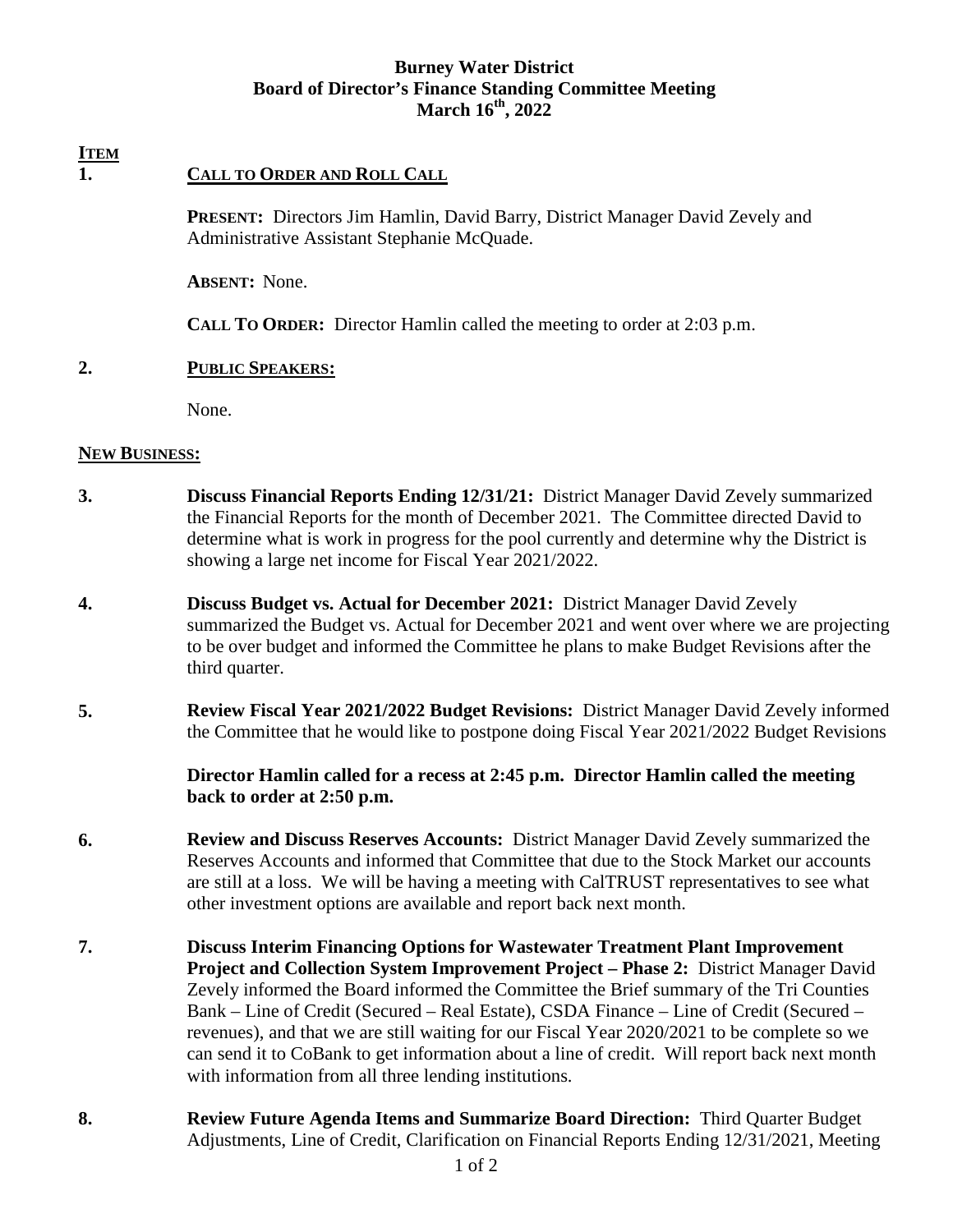# Burney Water District
## Board of Director's Finance Standing Committee Meeting
## March 16th, 2022

**ITEM**

**1. CALL TO ORDER AND ROLL CALL**

**PRESENT:** Directors Jim Hamlin, David Barry, District Manager David Zevely and Administrative Assistant Stephanie McQuade.

**ABSENT:** None.

**CALL TO ORDER:** Director Hamlin called the meeting to order at 2:03 p.m.

**2. PUBLIC SPEAKERS:**

None.

**NEW BUSINESS:**

**3. Discuss Financial Reports Ending 12/31/21:** District Manager David Zevely summarized the Financial Reports for the month of December 2021. The Committee directed David to determine what is work in progress for the pool currently and determine why the District is showing a large net income for Fiscal Year 2021/2022.

**4. Discuss Budget vs. Actual for December 2021:** District Manager David Zevely summarized the Budget vs. Actual for December 2021 and went over where we are projecting to be over budget and informed the Committee he plans to make Budget Revisions after the third quarter.

**5. Review Fiscal Year 2021/2022 Budget Revisions:** District Manager David Zevely informed the Committee that he would like to postpone doing Fiscal Year 2021/2022 Budget Revisions

**Director Hamlin called for a recess at 2:45 p.m. Director Hamlin called the meeting back to order at 2:50 p.m.**

**6. Review and Discuss Reserves Accounts:** District Manager David Zevely summarized the Reserves Accounts and informed that Committee that due to the Stock Market our accounts are still at a loss. We will be having a meeting with CalTRUST representatives to see what other investment options are available and report back next month.

**7. Discuss Interim Financing Options for Wastewater Treatment Plant Improvement Project and Collection System Improvement Project – Phase 2:** District Manager David Zevely informed the Board informed the Committee the Brief summary of the Tri Counties Bank – Line of Credit (Secured – Real Estate), CSDA Finance – Line of Credit (Secured – revenues), and that we are still waiting for our Fiscal Year 2020/2021 to be complete so we can send it to CoBank to get information about a line of credit. Will report back next month with information from all three lending institutions.

**8. Review Future Agenda Items and Summarize Board Direction:** Third Quarter Budget Adjustments, Line of Credit, Clarification on Financial Reports Ending 12/31/2021, Meeting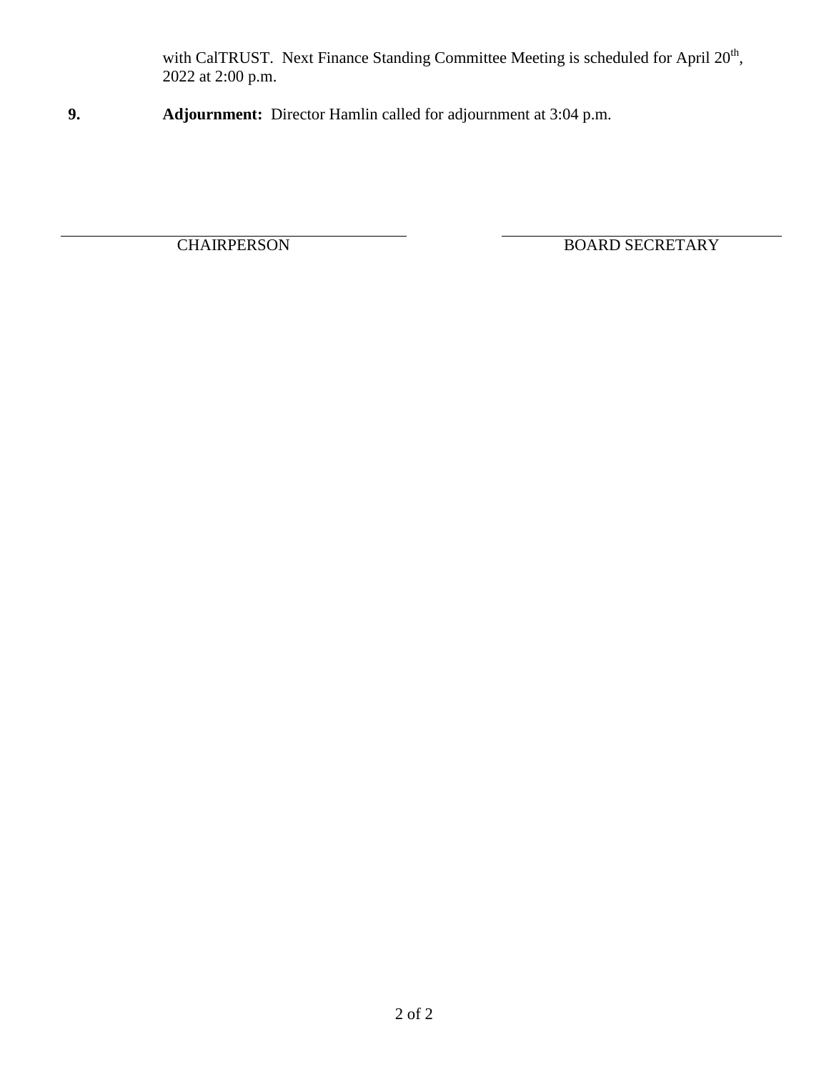with CalTRUST. Next Finance Standing Committee Meeting is scheduled for April 20th, 2022 at 2:00 p.m.

**9.** **Adjournment:** Director Hamlin called for adjournment at 3:04 p.m.

\_\_\_\_\_\_\_\_\_\_\_\_\_\_\_\_\_\_\_\_\_\_\_\_\_\_\_\_\_\_
CHAIRPERSON

\_\_\_\_\_\_\_\_\_\_\_\_\_\_\_\_\_\_\_\_\_\_\_\_\_\_\_\_\_\_
BOARD SECRETARY